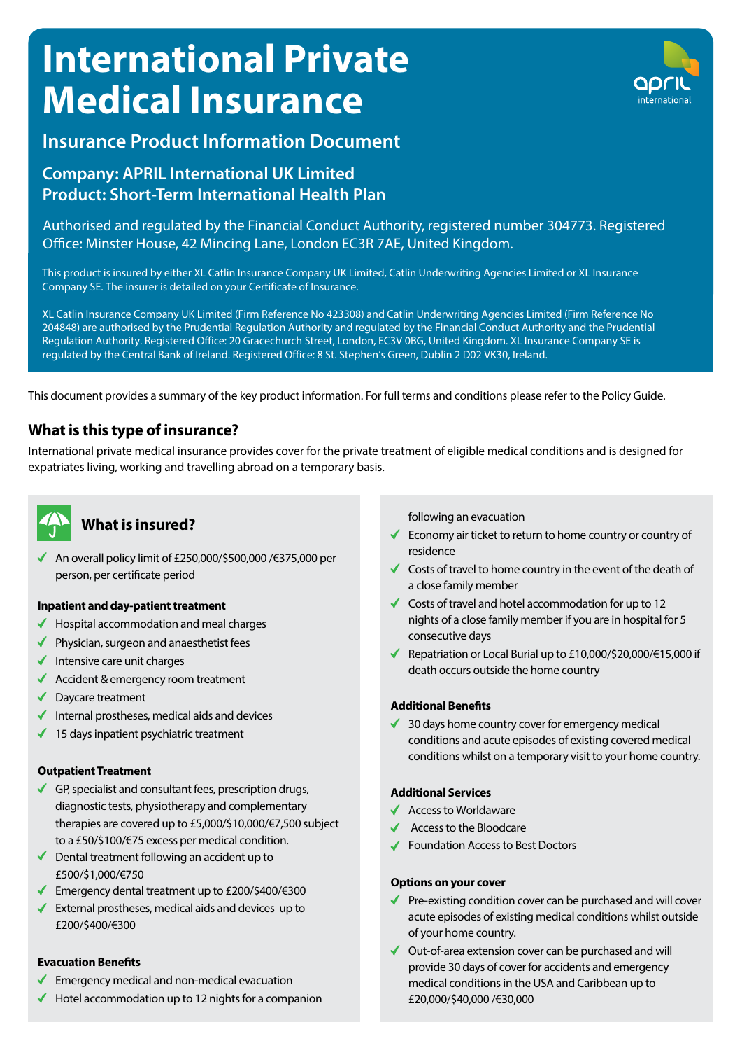# International Private Medical Insurance

## Insurance Product Information Document

### Company: APRIL International UK Limited
### Product: Short-Term International Health Plan

Authorised and regulated by the Financial Conduct Authority, registered number 304773. Registered Office: Minster House, 42 Mincing Lane, London EC3R 7AE, United Kingdom.

This product is insured by either XL Catlin Insurance Company UK Limited, Catlin Underwriting Agencies Limited or XL Insurance Company SE. The insurer is detailed on your Certificate of Insurance.

XL Catlin Insurance Company UK Limited (Firm Reference No 423308) and Catlin Underwriting Agencies Limited (Firm Reference No 204848) are authorised by the Prudential Regulation Authority and regulated by the Financial Conduct Authority and the Prudential Regulation Authority. Registered Office: 20 Gracechurch Street, London, EC3V 0BG, United Kingdom. XL Insurance Company SE is regulated by the Central Bank of Ireland. Registered Office: 8 St. Stephen's Green, Dublin 2 D02 VK30, Ireland.

This document provides a summary of the key product information. For full terms and conditions please refer to the Policy Guide.

## What is this type of insurance?

International private medical insurance provides cover for the private treatment of eligible medical conditions and is designed for expatriates living, working and travelling abroad on a temporary basis.

## What is insured?

- ✓ An overall policy limit of £250,000/$500,000 /€375,000 per person, per certificate period

**Inpatient and day-patient treatment**

- ✓ Hospital accommodation and meal charges
- ✓ Physician, surgeon and anaesthetist fees
- ✓ Intensive care unit charges
- ✓ Accident & emergency room treatment
- ✓ Daycare treatment
- ✓ Internal prostheses, medical aids and devices
- ✓ 15 days inpatient psychiatric treatment

**Outpatient Treatment**

- ✓ GP, specialist and consultant fees, prescription drugs, diagnostic tests, physiotherapy and complementary therapies are covered up to £5,000/$10,000/€7,500 subject to a £50/$100/€75 excess per medical condition.
- ✓ Dental treatment following an accident up to £500/$1,000/€750
- ✓ Emergency dental treatment up to £200/$400/€300
- ✓ External prostheses, medical aids and devices up to £200/$400/€300

**Evacuation Benefits**

- ✓ Emergency medical and non-medical evacuation
- ✓ Hotel accommodation up to 12 nights for a companion following an evacuation
- ✓ Economy air ticket to return to home country or country of residence
- ✓ Costs of travel to home country in the event of the death of a close family member
- ✓ Costs of travel and hotel accommodation for up to 12 nights of a close family member if you are in hospital for 5 consecutive days
- ✓ Repatriation or Local Burial up to £10,000/$20,000/€15,000 if death occurs outside the home country

**Additional Benefits**

- ✓ 30 days home country cover for emergency medical conditions and acute episodes of existing covered medical conditions whilst on a temporary visit to your home country.

**Additional Services**

- ✓ Access to Worldaware
- ✓ Access to the Bloodcare
- ✓ Foundation Access to Best Doctors

**Options on your cover**

- ✓ Pre-existing condition cover can be purchased and will cover acute episodes of existing medical conditions whilst outside of your home country.
- ✓ Out-of-area extension cover can be purchased and will provide 30 days of cover for accidents and emergency medical conditions in the USA and Caribbean up to £20,000/$40,000 /€30,000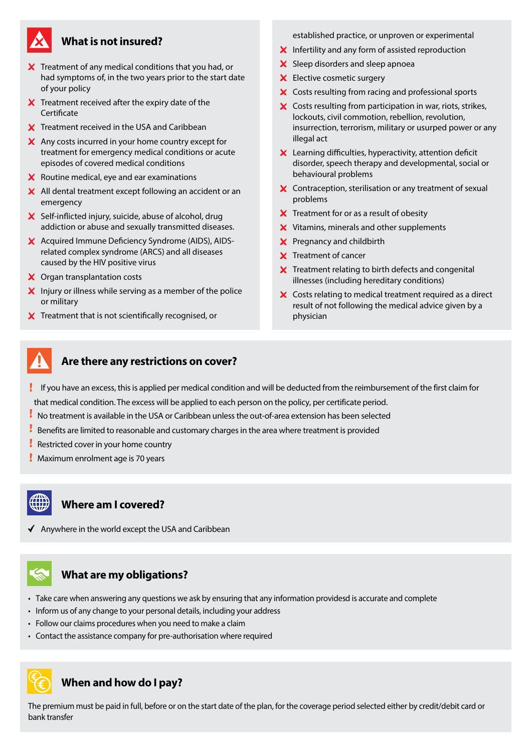## What is not insured?

- ✗ Treatment of any medical conditions that you had, or had symptoms of, in the two years prior to the start date of your policy
- ✗ Treatment received after the expiry date of the Certificate
- ✗ Treatment received in the USA and Caribbean
- ✗ Any costs incurred in your home country except for treatment for emergency medical conditions or acute episodes of covered medical conditions
- ✗ Routine medical, eye and ear examinations
- ✗ All dental treatment except following an accident or an emergency
- ✗ Self-inflicted injury, suicide, abuse of alcohol, drug addiction or abuse and sexually transmitted diseases.
- ✗ Acquired Immune Deficiency Syndrome (AIDS), AIDS-related complex syndrome (ARCS) and all diseases caused by the HIV positive virus
- ✗ Organ transplantation costs
- ✗ Injury or illness while serving as a member of the police or military
- ✗ Treatment that is not scientifically recognised, or established practice, or unproven or experimental
- ✗ Infertility and any form of assisted reproduction
- ✗ Sleep disorders and sleep apnoea
- ✗ Elective cosmetic surgery
- ✗ Costs resulting from racing and professional sports
- ✗ Costs resulting from participation in war, riots, strikes, lockouts, civil commotion, rebellion, revolution, insurrection, terrorism, military or usurped power or any illegal act
- ✗ Learning difficulties, hyperactivity, attention deficit disorder, speech therapy and developmental, social or behavioural problems
- ✗ Contraception, sterilisation or any treatment of sexual problems
- ✗ Treatment for or as a result of obesity
- ✗ Vitamins, minerals and other supplements
- ✗ Pregnancy and childbirth
- ✗ Treatment of cancer
- ✗ Treatment relating to birth defects and congenital illnesses (including hereditary conditions)
- ✗ Costs relating to medical treatment required as a direct result of not following the medical advice given by a physician

## Are there any restrictions on cover?

- ! If you have an excess, this is applied per medical condition and will be deducted from the reimbursement of the first claim for that medical condition. The excess will be applied to each person on the policy, per certificate period.
- ! No treatment is available in the USA or Caribbean unless the out-of-area extension has been selected
- ! Benefits are limited to reasonable and customary charges in the area where treatment is provided
- ! Restricted cover in your home country
- ! Maximum enrolment age is 70 years

## Where am I covered?

- ✓ Anywhere in the world except the USA and Caribbean

## What are my obligations?

- Take care when answering any questions we ask by ensuring that any information providesd is accurate and complete
- Inform us of any change to your personal details, including your address
- Follow our claims procedures when you need to make a claim
- Contact the assistance company for pre-authorisation where required

## When and how do I pay?

The premium must be paid in full, before or on the start date of the plan, for the coverage period selected either by credit/debit card or bank transfer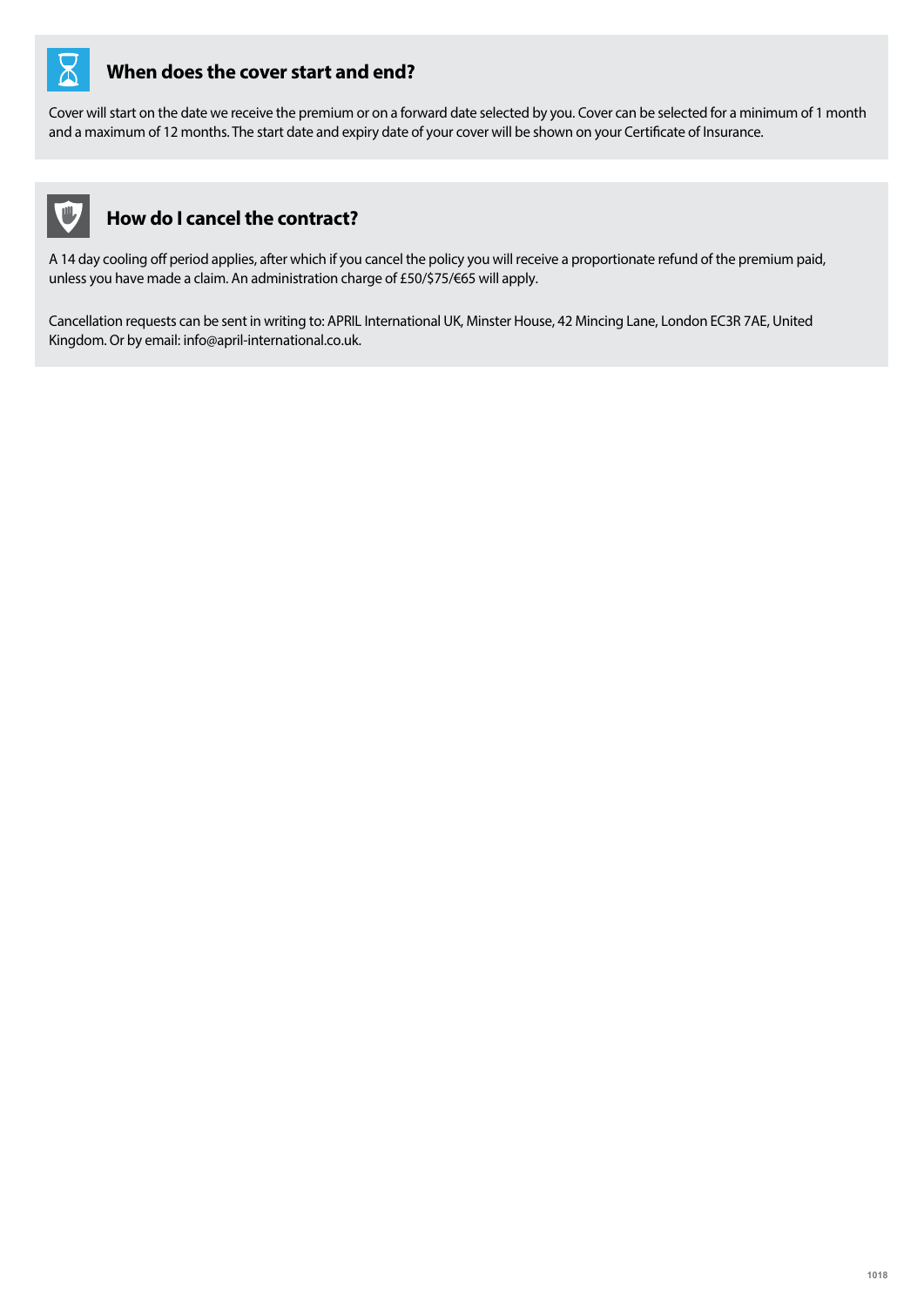## When does the cover start and end?

Cover will start on the date we receive the premium or on a forward date selected by you. Cover can be selected for a minimum of 1 month and a maximum of 12 months. The start date and expiry date of your cover will be shown on your Certificate of Insurance.

## How do I cancel the contract?

A 14 day cooling off period applies, after which if you cancel the policy you will receive a proportionate refund of the premium paid, unless you have made a claim. An administration charge of £50/$75/€65 will apply.

Cancellation requests can be sent in writing to: APRIL International UK, Minster House, 42 Mincing Lane, London EC3R 7AE, United Kingdom. Or by email: info@april-international.co.uk.

1018